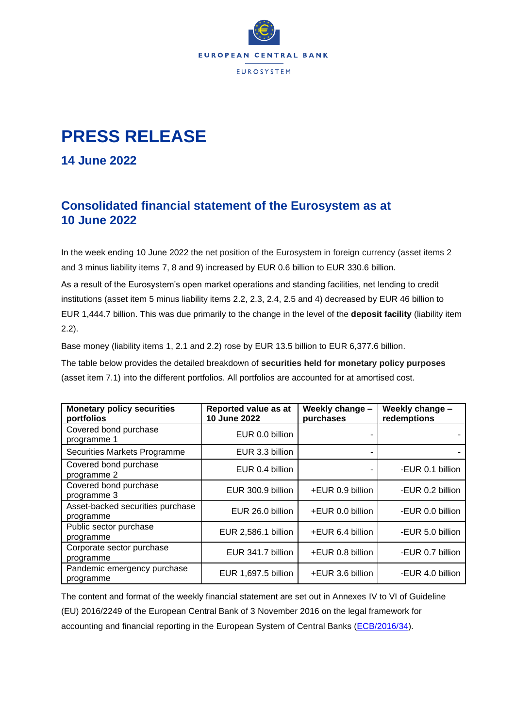EUROPEAN CENTRAL BANK

EUROSYSTEM

# PRESS RELEASE

## 14 June 2022

## Consolidated financial statement of the Eurosystem as at 10 June 2022

In the week ending 10 June 2022 the net position of the Eurosystem in foreign currency (asset items 2 and 3 minus liability items 7, 8 and 9) increased by EUR 0.6 billion to EUR 330.6 billion.

As a result of the Eurosystem's open market operations and standing facilities, net lending to credit institutions (asset item 5 minus liability items 2.2, 2.3, 2.4, 2.5 and 4) decreased by EUR 46 billion to EUR 1,444.7 billion. This was due primarily to the change in the level of the **deposit facility** (liability item 2.2).

Base money (liability items 1, 2.1 and 2.2) rose by EUR 13.5 billion to EUR 6,377.6 billion.

The table below provides the detailed breakdown of **securities held for monetary policy purposes** (asset item 7.1) into the different portfolios. All portfolios are accounted for at amortised cost.

| Monetary policy securities portfolios | Reported value as at 10 June 2022 | Weekly change – purchases | Weekly change – redemptions |
|---|---|---|---|
| Covered bond purchase programme 1 | EUR 0.0 billion | - | - |
| Securities Markets Programme | EUR 3.3 billion | - | - |
| Covered bond purchase programme 2 | EUR 0.4 billion | - | -EUR 0.1 billion |
| Covered bond purchase programme 3 | EUR 300.9 billion | +EUR 0.9 billion | -EUR 0.2 billion |
| Asset-backed securities purchase programme | EUR 26.0 billion | +EUR 0.0 billion | -EUR 0.0 billion |
| Public sector purchase programme | EUR 2,586.1 billion | +EUR 6.4 billion | -EUR 5.0 billion |
| Corporate sector purchase programme | EUR 341.7 billion | +EUR 0.8 billion | -EUR 0.7 billion |
| Pandemic emergency purchase programme | EUR 1,697.5 billion | +EUR 3.6 billion | -EUR 4.0 billion |

The content and format of the weekly financial statement are set out in Annexes IV to VI of Guideline (EU) 2016/2249 of the European Central Bank of 3 November 2016 on the legal framework for accounting and financial reporting in the European System of Central Banks (ECB/2016/34).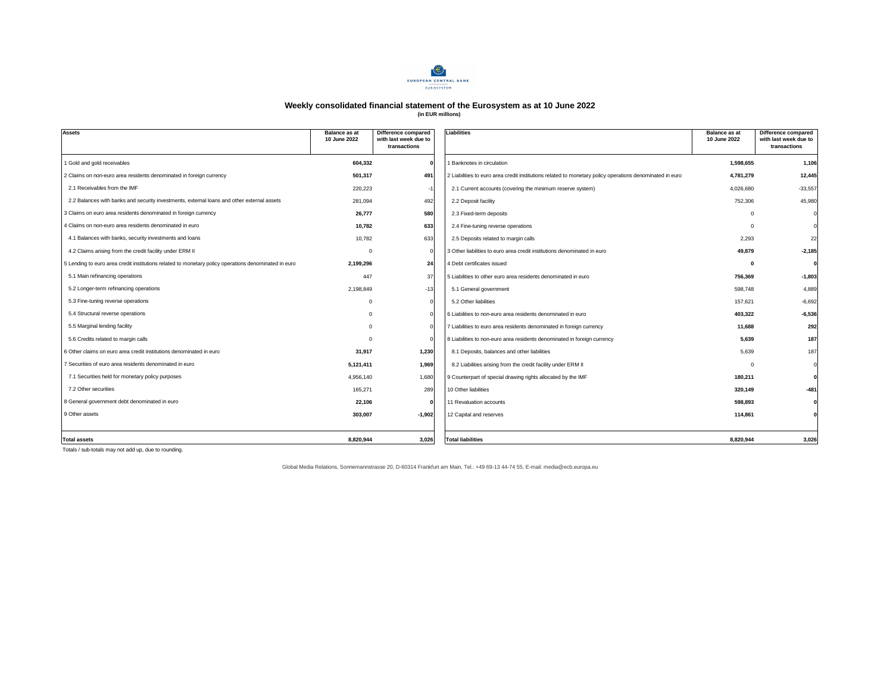EUROPEAN CENTRAL BANK

EUROSYSTEM

# Weekly consolidated financial statement of the Eurosystem as at 10 June 2022

**(in EUR millions)**

| Assets | Balance as at 10 June 2022 | Difference compared with last week due to transactions | Liabilities | Balance as at 10 June 2022 | Difference compared with last week due to transactions |
|---|---|---|---|---|---|
| 1 Gold and gold receivables | **604,332** | **0** | 1 Banknotes in circulation | **1,598,655** | **1,106** |
| 2 Claims on non-euro area residents denominated in foreign currency | **501,317** | **491** | 2 Liabilities to euro area credit institutions related to monetary policy operations denominated in euro | **4,781,279** | **12,445** |
| 2.1 Receivables from the IMF | 220,223 | -1 | 2.1 Current accounts (covering the minimum reserve system) | 4,026,680 | -33,557 |
| 2.2 Balances with banks and security investments, external loans and other external assets | 281,094 | 492 | 2.2 Deposit facility | 752,306 | 45,980 |
| 3 Claims on euro area residents denominated in foreign currency | **26,777** | **580** | 2.3 Fixed-term deposits | 0 | 0 |
| 4 Claims on non-euro area residents denominated in euro | **10,782** | **633** | 2.4 Fine-tuning reverse operations | 0 | 0 |
| 4.1 Balances with banks, security investments and loans | 10,782 | 633 | 2.5 Deposits related to margin calls | 2,293 | 22 |
| 4.2 Claims arising from the credit facility under ERM II | 0 | 0 | 3 Other liabilities to euro area credit institutions denominated in euro | **49,879** | **-2,185** |
| 5 Lending to euro area credit institutions related to monetary policy operations denominated in euro | **2,199,296** | **24** | 4 Debt certificates issued | **0** | **0** |
| 5.1 Main refinancing operations | 447 | 37 | 5 Liabilities to other euro area residents denominated in euro | **756,369** | **-1,803** |
| 5.2 Longer-term refinancing operations | 2,198,849 | -13 | 5.1 General government | 598,748 | 4,889 |
| 5.3 Fine-tuning reverse operations | 0 | 0 | 5.2 Other liabilities | 157,621 | -6,692 |
| 5.4 Structural reverse operations | 0 | 0 | 6 Liabilities to non-euro area residents denominated in euro | **403,322** | **-6,536** |
| 5.5 Marginal lending facility | 0 | 0 | 7 Liabilities to euro area residents denominated in foreign currency | **11,688** | **292** |
| 5.6 Credits related to margin calls | 0 | 0 | 8 Liabilities to non-euro area residents denominated in foreign currency | **5,639** | **187** |
| 6 Other claims on euro area credit institutions denominated in euro | **31,917** | **1,230** | 8.1 Deposits, balances and other liabilities | 5,639 | 187 |
| 7 Securities of euro area residents denominated in euro | **5,121,411** | **1,969** | 8.2 Liabilities arising from the credit facility under ERM II | 0 | 0 |
| 7.1 Securities held for monetary policy purposes | 4,956,140 | 1,680 | 9 Counterpart of special drawing rights allocated by the IMF | **180,211** | **0** |
| 7.2 Other securities | 165,271 | 289 | 10 Other liabilities | **320,149** | **-481** |
| 8 General government debt denominated in euro | **22,106** | **0** | 11 Revaluation accounts | **598,893** | **0** |
| 9 Other assets | **303,007** | **-1,902** | 12 Capital and reserves | **114,861** | **0** |
| **Total assets** | **8,820,944** | **3,026** | **Total liabilities** | **8,820,944** | **3,026** |

Totals / sub-totals may not add up, due to rounding.

Global Media Relations, Sonnemannstrasse 20, D-60314 Frankfurt am Main, Tel.: +49 69-13 44-74 55, E-mail: media@ecb.europa.eu